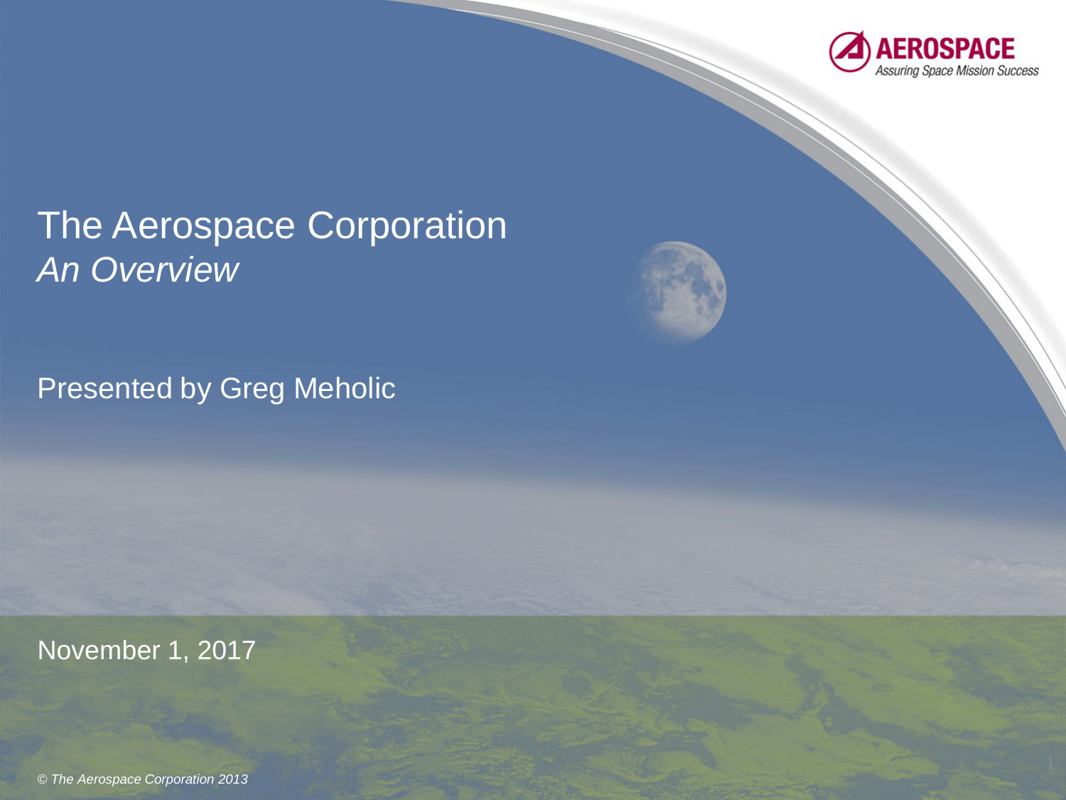AEROSPACE

*Assuring Space Mission Success*

# The Aerospace Corporation

*An Overview*

Presented by Greg Meholic

November 1, 2017

*© The Aerospace Corporation 2013*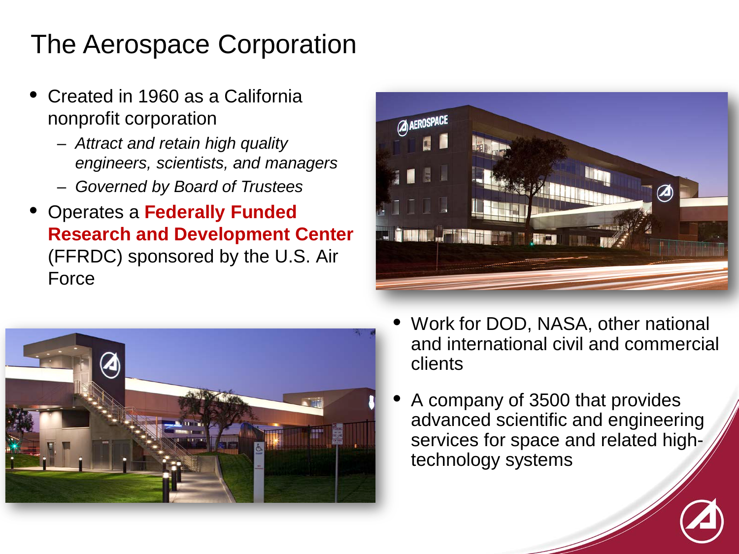# The Aerospace Corporation

- Created in 1960 as a California nonprofit corporation
  - *Attract and retain high quality engineers, scientists, and managers*
  - *Governed by Board of Trustees*
- Operates a **Federally Funded Research and Development Center** (FFRDC) sponsored by the U.S. Air Force

- Work for DOD, NASA, other national and international civil and commercial clients
- A company of 3500 that provides advanced scientific and engineering services for space and related high-technology systems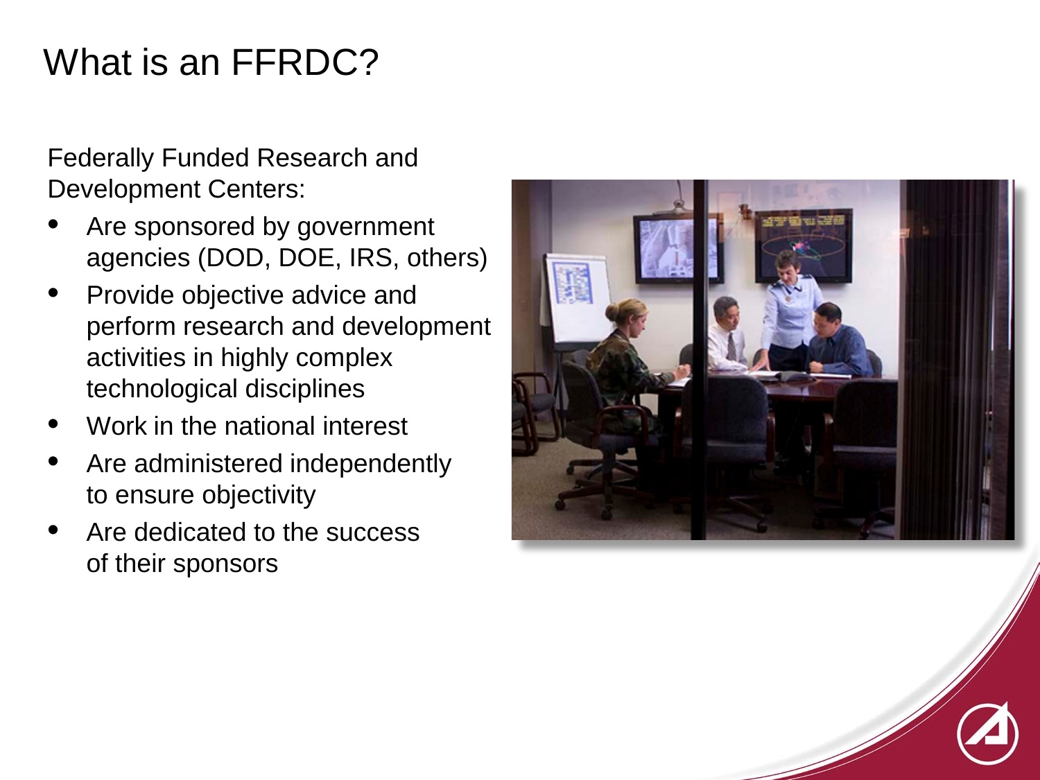# What is an FFRDC?

Federally Funded Research and Development Centers:

- Are sponsored by government agencies (DOD, DOE, IRS, others)
- Provide objective advice and perform research and development activities in highly complex technological disciplines
- Work in the national interest
- Are administered independently to ensure objectivity
- Are dedicated to the success of their sponsors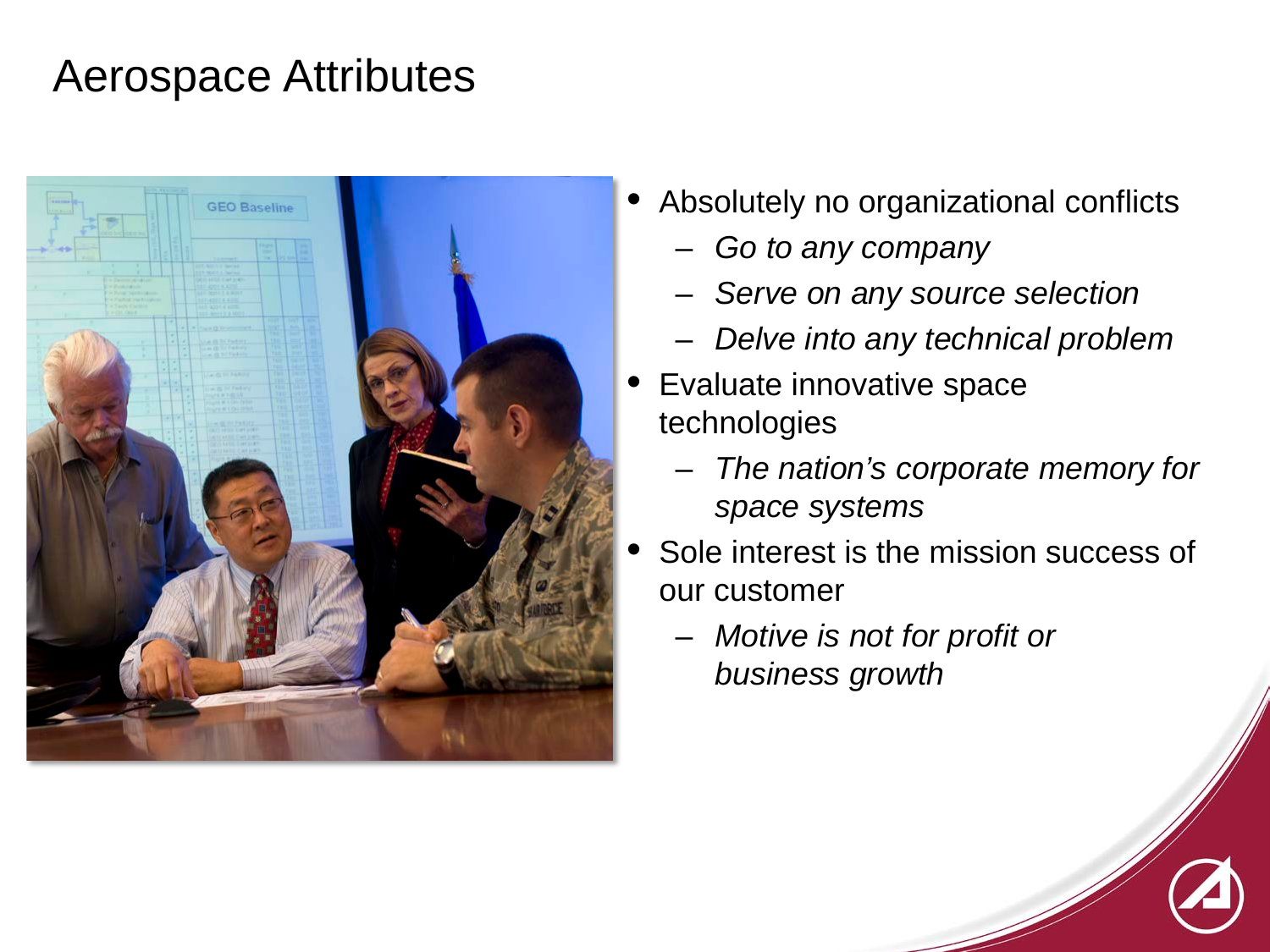# Aerospace Attributes

- Absolutely no organizational conflicts
  - *Go to any company*
  - *Serve on any source selection*
  - *Delve into any technical problem*
- Evaluate innovative space technologies
  - *The nation's corporate memory for space systems*
- Sole interest is the mission success of our customer
  - *Motive is not for profit or business growth*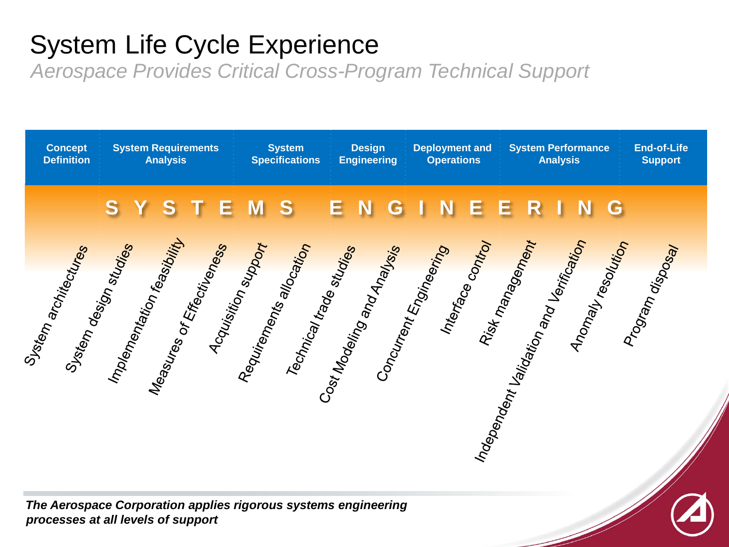# System Life Cycle Experience

*Aerospace Provides Critical Cross-Program Technical Support*

| Concept Definition | System Requirements Analysis | System Specifications | Design Engineering | Deployment and Operations | System Performance Analysis | End-of-Life Support |
|---|---|---|---|---|---|---|

**S Y S T E M S   E N G I N E E R I N G**

- System architectures
- System design studies
- Implementation feasibility
- Measures of Effectiveness
- Acquisition support
- Requirements allocation
- Technical trade studies
- Cost Modeling and Analysis
- Concurrent Engineering
- Interface control
- Risk management
- Independent Validation and Verification
- Anomaly resolution
- Program disposal

***The Aerospace Corporation applies rigorous systems engineering processes at all levels of support***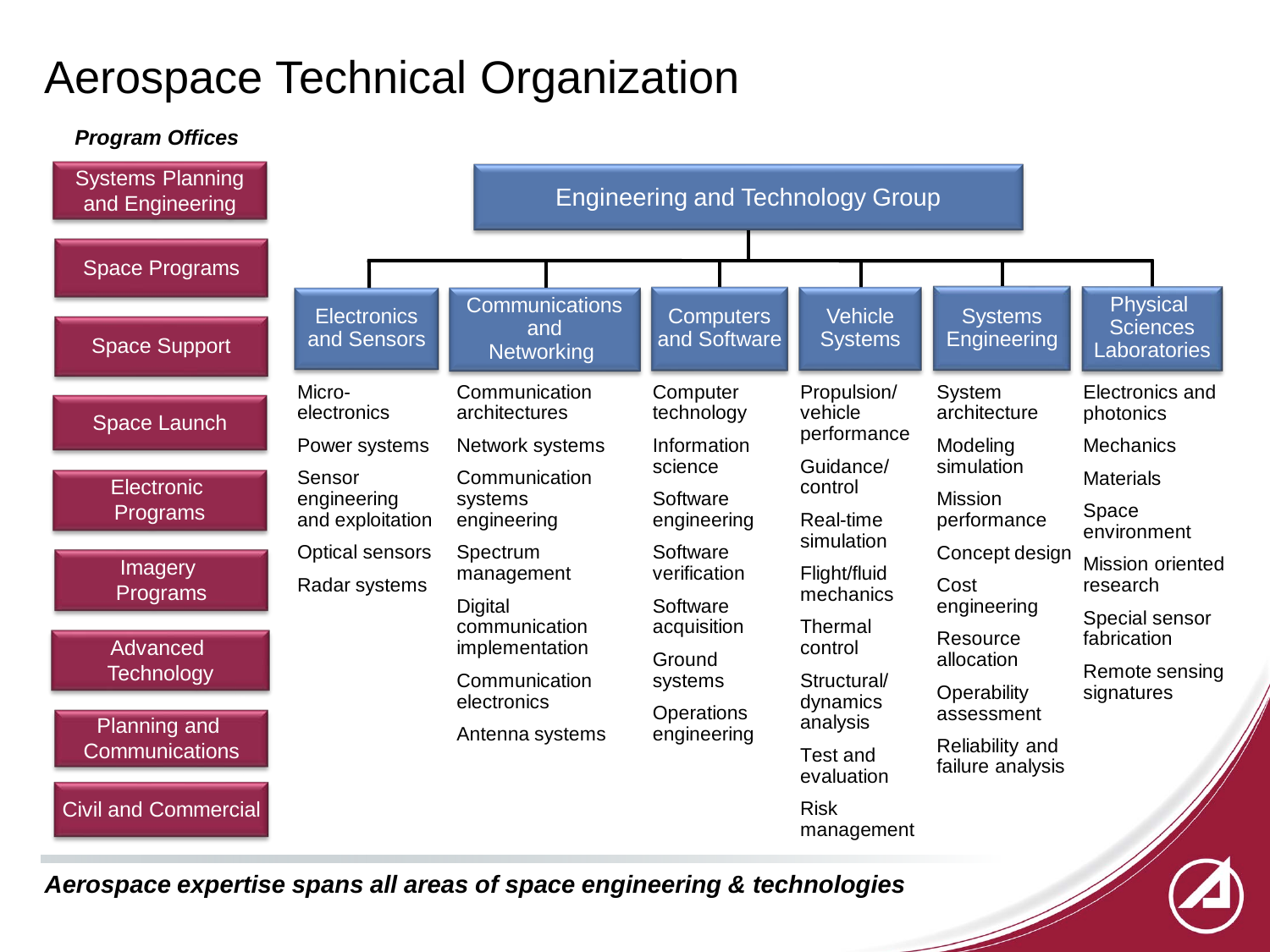# Aerospace Technical Organization

***Program Offices***

- Systems Planning and Engineering
- Space Programs
- Space Support
- Space Launch
- Electronic Programs
- Imagery Programs
- Advanced Technology
- Planning and Communications
- Civil and Commercial

## Engineering and Technology Group

### Electronics and Sensors

- Micro-electronics
- Power systems
- Sensor engineering and exploitation
- Optical sensors
- Radar systems

### Communications and Networking

- Communication architectures
- Network systems
- Communication systems engineering
- Spectrum management
- Digital communication implementation
- Communication electronics
- Antenna systems

### Computers and Software

- Computer technology
- Information science
- Software engineering
- Software verification
- Software acquisition
- Ground systems
- Operations engineering

### Vehicle Systems

- Propulsion/ vehicle performance
- Guidance/ control
- Real-time simulation
- Flight/fluid mechanics
- Thermal control
- Structural/ dynamics analysis
- Test and evaluation
- Risk management

### Systems Engineering

- System architecture
- Modeling simulation
- Mission performance
- Concept design
- Cost engineering
- Resource allocation
- Operability assessment
- Reliability and failure analysis

### Physical Sciences Laboratories

- Electronics and photonics
- Mechanics
- Materials
- Space environment
- Mission oriented research
- Special sensor fabrication
- Remote sensing signatures

***Aerospace expertise spans all areas of space engineering & technologies***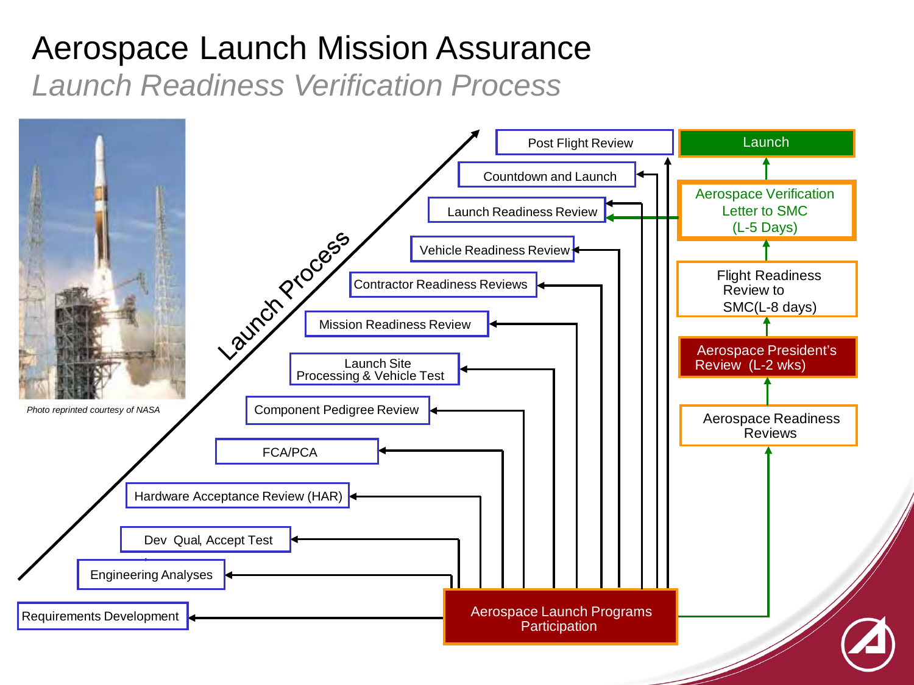# Aerospace Launch Mission Assurance

## *Launch Readiness Verification Process*

*Photo reprinted courtesy of NASA*

Launch Process

- Requirements Development
- Engineering Analyses
- Dev Qual, Accept Test
- Hardware Acceptance Review (HAR)
- FCA/PCA
- Component Pedigree Review
- Launch Site Processing & Vehicle Test
- Mission Readiness Review
- Contractor Readiness Reviews
- Vehicle Readiness Review
- Launch Readiness Review
- Countdown and Launch
- Post Flight Review

Aerospace Launch Programs Participation

- Aerospace Readiness Reviews
- Aerospace President's Review (L-2 wks)
- Flight Readiness Review to SMC(L-8 days)
- Aerospace Verification Letter to SMC (L-5 Days)
- Launch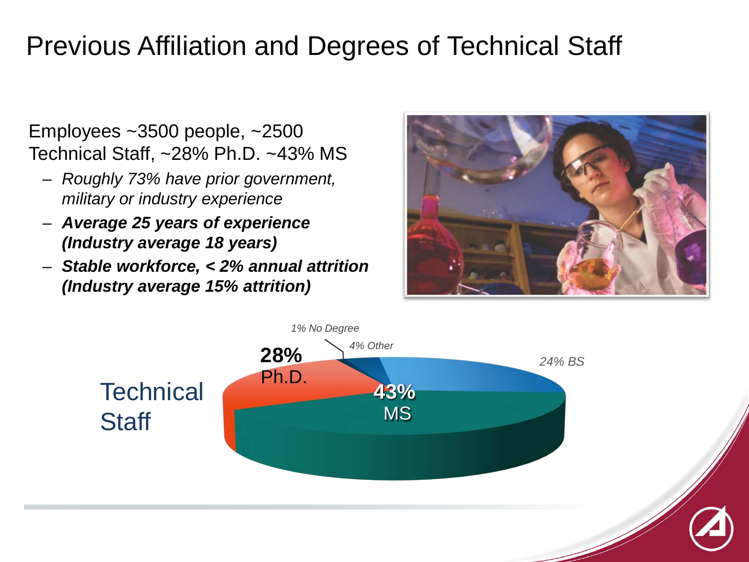# Previous Affiliation and Degrees of Technical Staff

Employees ~3500 people, ~2500 Technical Staff, ~28% Ph.D. ~43% MS

- *Roughly 73% have prior government, military or industry experience*
- ***Average 25 years of experience (Industry average 18 years)***
- ***Stable workforce, < 2% annual attrition (Industry average 15% attrition)***

Technical Staff

- **28%** Ph.D.
- **43%** MS
- *24% BS*
- *4% Other*
- *1% No Degree*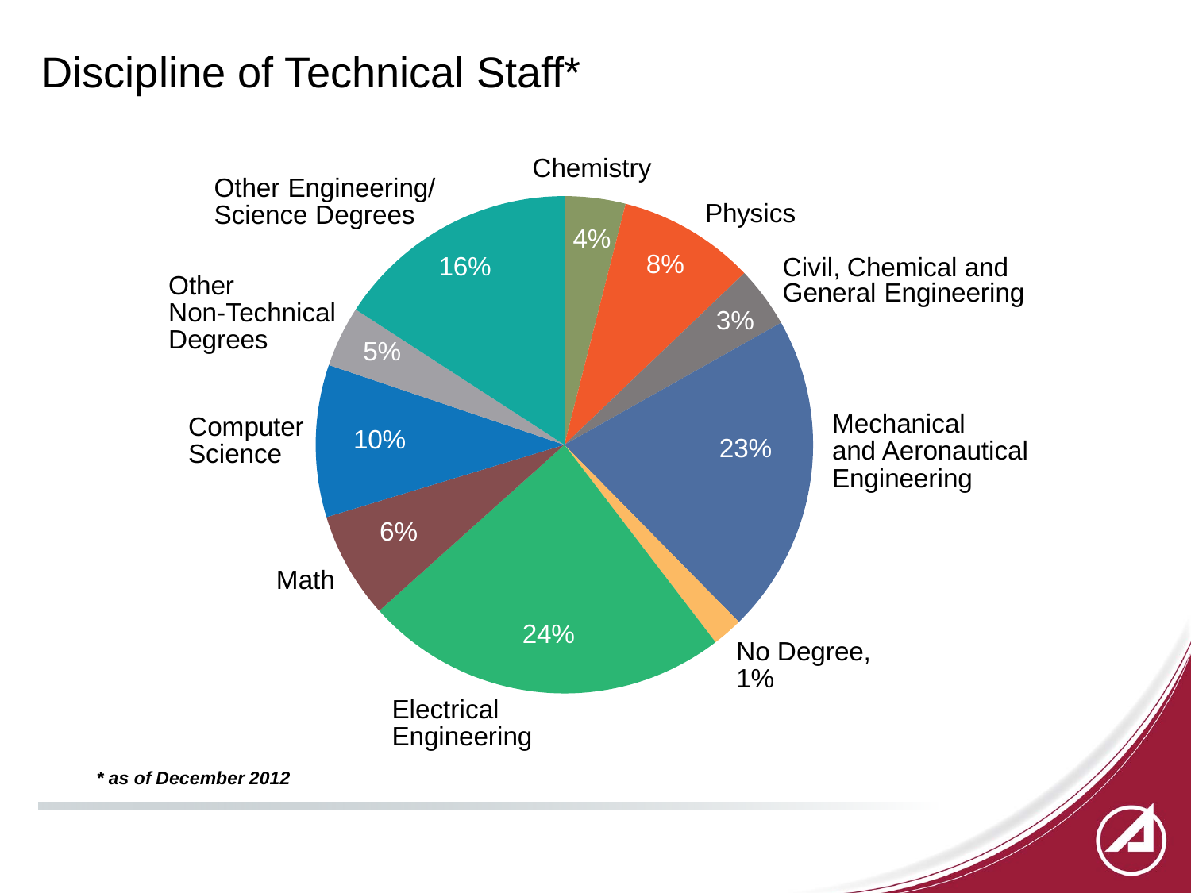# Discipline of Technical Staff*

| Discipline | Percentage |
| --- | --- |
| Chemistry | 4% |
| Physics | 8% |
| Civil, Chemical and General Engineering | 3% |
| Mechanical and Aeronautical Engineering | 23% |
| No Degree | 1% |
| Electrical Engineering | 24% |
| Math | 6% |
| Computer Science | 10% |
| Other Non-Technical Degrees | 5% |
| Other Engineering/ Science Degrees | 16% |

*** as of December 2012***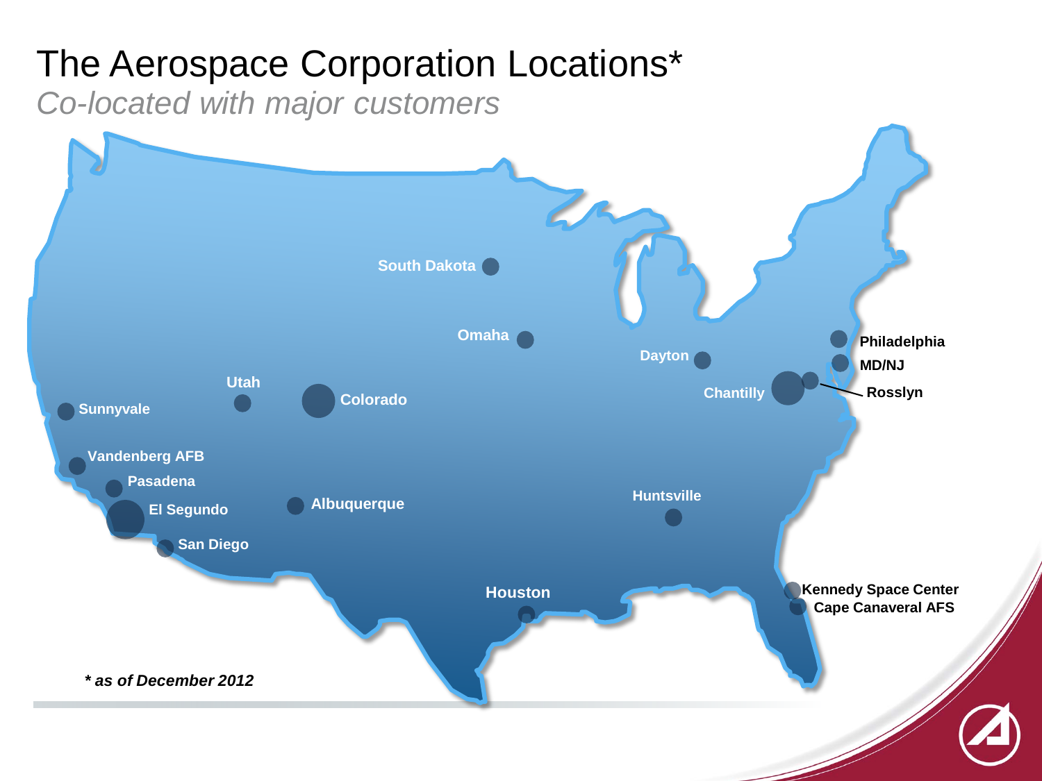# The Aerospace Corporation Locations*

*Co-located with major customers*

South Dakota

Omaha

Dayton

Philadelphia

MD/NJ

Chantilly

Rosslyn

Utah

Colorado

Sunnyvale

Vandenberg AFB

Pasadena

El Segundo

Albuquerque

Huntsville

San Diego

Houston

Kennedy Space Center

Cape Canaveral AFS

*** as of December 2012**